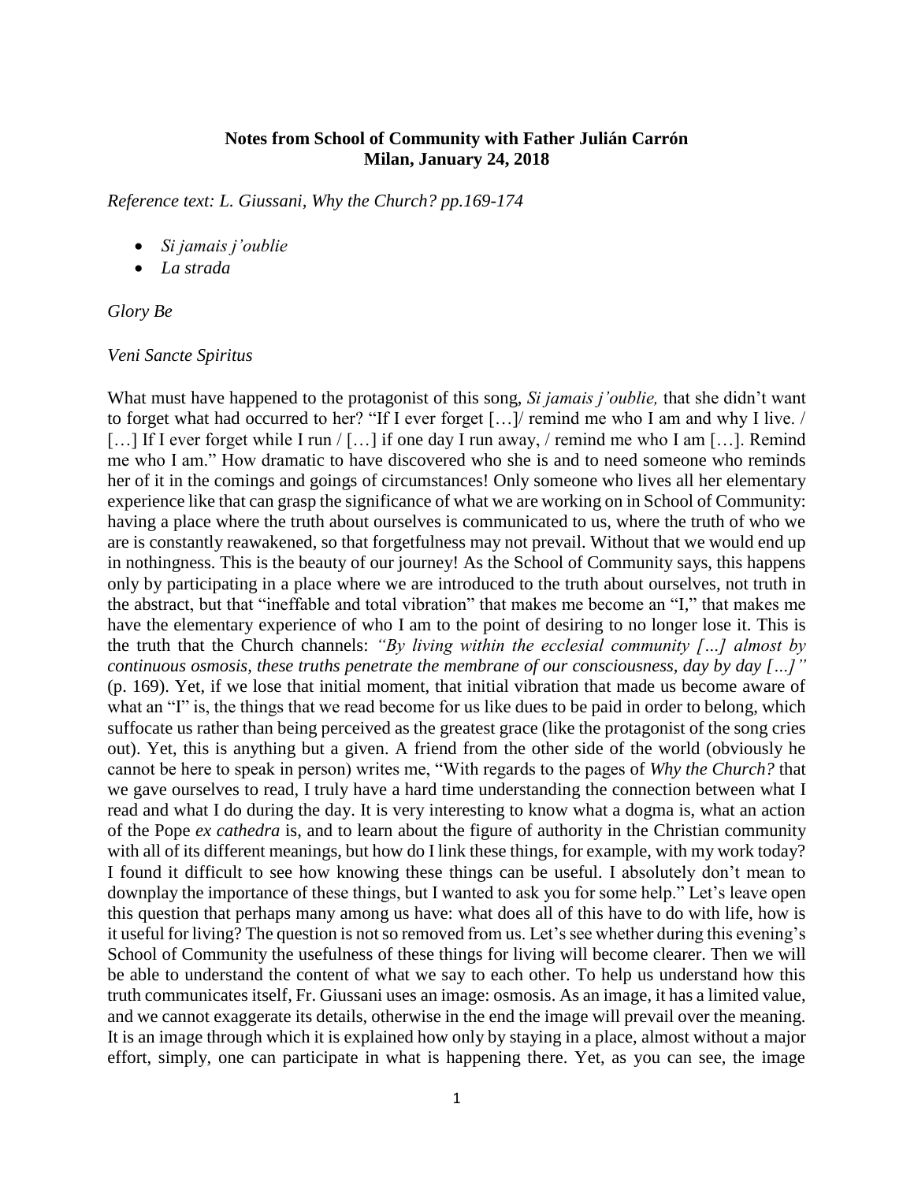**Notes from School of Community with Father Julián Carrón**
**Milan, January 24, 2018**

*Reference text: L. Giussani, Why the Church? pp.169-174*

- *Si jamais j'oublie*
- *La strada*

*Glory Be*

*Veni Sancte Spiritus*

What must have happened to the protagonist of this song, *Si jamais j'oublie,* that she didn't want to forget what had occurred to her? "If I ever forget […]/ remind me who I am and why I live. / […] If I ever forget while I run / […] if one day I run away, / remind me who I am […]. Remind me who I am." How dramatic to have discovered who she is and to need someone who reminds her of it in the comings and goings of circumstances! Only someone who lives all her elementary experience like that can grasp the significance of what we are working on in School of Community: having a place where the truth about ourselves is communicated to us, where the truth of who we are is constantly reawakened, so that forgetfulness may not prevail. Without that we would end up in nothingness. This is the beauty of our journey! As the School of Community says, this happens only by participating in a place where we are introduced to the truth about ourselves, not truth in the abstract, but that "ineffable and total vibration" that makes me become an "I," that makes me have the elementary experience of who I am to the point of desiring to no longer lose it. This is the truth that the Church channels: *"By living within the ecclesial community […] almost by continuous osmosis, these truths penetrate the membrane of our consciousness, day by day […]"* (p. 169). Yet, if we lose that initial moment, that initial vibration that made us become aware of what an "I" is, the things that we read become for us like dues to be paid in order to belong, which suffocate us rather than being perceived as the greatest grace (like the protagonist of the song cries out). Yet, this is anything but a given. A friend from the other side of the world (obviously he cannot be here to speak in person) writes me, "With regards to the pages of *Why the Church?* that we gave ourselves to read, I truly have a hard time understanding the connection between what I read and what I do during the day. It is very interesting to know what a dogma is, what an action of the Pope *ex cathedra* is, and to learn about the figure of authority in the Christian community with all of its different meanings, but how do I link these things, for example, with my work today? I found it difficult to see how knowing these things can be useful. I absolutely don't mean to downplay the importance of these things, but I wanted to ask you for some help." Let's leave open this question that perhaps many among us have: what does all of this have to do with life, how is it useful for living? The question is not so removed from us. Let's see whether during this evening's School of Community the usefulness of these things for living will become clearer. Then we will be able to understand the content of what we say to each other. To help us understand how this truth communicates itself, Fr. Giussani uses an image: osmosis. As an image, it has a limited value, and we cannot exaggerate its details, otherwise in the end the image will prevail over the meaning. It is an image through which it is explained how only by staying in a place, almost without a major effort, simply, one can participate in what is happening there. Yet, as you can see, the image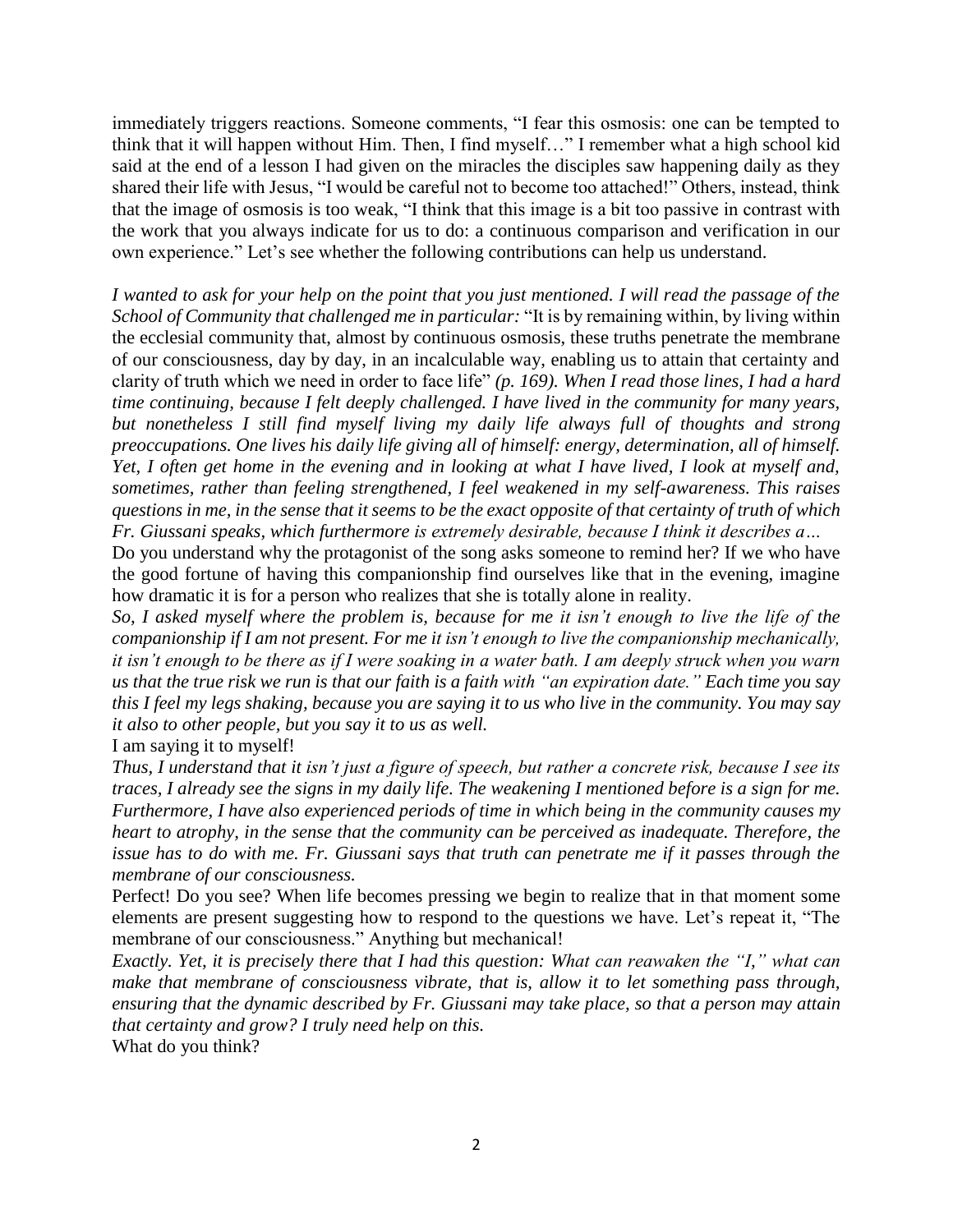immediately triggers reactions. Someone comments, "I fear this osmosis: one can be tempted to think that it will happen without Him. Then, I find myself…" I remember what a high school kid said at the end of a lesson I had given on the miracles the disciples saw happening daily as they shared their life with Jesus, "I would be careful not to become too attached!" Others, instead, think that the image of osmosis is too weak, "I think that this image is a bit too passive in contrast with the work that you always indicate for us to do: a continuous comparison and verification in our own experience." Let's see whether the following contributions can help us understand.

*I wanted to ask for your help on the point that you just mentioned. I will read the passage of the School of Community that challenged me in particular:* "It is by remaining within, by living within the ecclesial community that, almost by continuous osmosis, these truths penetrate the membrane of our consciousness, day by day, in an incalculable way, enabling us to attain that certainty and clarity of truth which we need in order to face life" *(p. 169). When I read those lines, I had a hard time continuing, because I felt deeply challenged. I have lived in the community for many years, but nonetheless I still find myself living my daily life always full of thoughts and strong preoccupations. One lives his daily life giving all of himself: energy, determination, all of himself. Yet, I often get home in the evening and in looking at what I have lived, I look at myself and, sometimes, rather than feeling strengthened, I feel weakened in my self-awareness. This raises questions in me, in the sense that it seems to be the exact opposite of that certainty of truth of which Fr. Giussani speaks, which furthermore is extremely desirable, because I think it describes a…*

Do you understand why the protagonist of the song asks someone to remind her? If we who have the good fortune of having this companionship find ourselves like that in the evening, imagine how dramatic it is for a person who realizes that she is totally alone in reality.

*So, I asked myself where the problem is, because for me it isn't enough to live the life of the companionship if I am not present. For me it isn't enough to live the companionship mechanically, it isn't enough to be there as if I were soaking in a water bath. I am deeply struck when you warn us that the true risk we run is that our faith is a faith with "an expiration date." Each time you say this I feel my legs shaking, because you are saying it to us who live in the community. You may say it also to other people, but you say it to us as well.*

I am saying it to myself!

*Thus, I understand that it isn't just a figure of speech, but rather a concrete risk, because I see its traces, I already see the signs in my daily life. The weakening I mentioned before is a sign for me. Furthermore, I have also experienced periods of time in which being in the community causes my heart to atrophy, in the sense that the community can be perceived as inadequate. Therefore, the issue has to do with me. Fr. Giussani says that truth can penetrate me if it passes through the membrane of our consciousness.*

Perfect! Do you see? When life becomes pressing we begin to realize that in that moment some elements are present suggesting how to respond to the questions we have. Let's repeat it, "The membrane of our consciousness." Anything but mechanical!

*Exactly. Yet, it is precisely there that I had this question: What can reawaken the "I," what can make that membrane of consciousness vibrate, that is, allow it to let something pass through, ensuring that the dynamic described by Fr. Giussani may take place, so that a person may attain that certainty and grow? I truly need help on this.*

What do you think?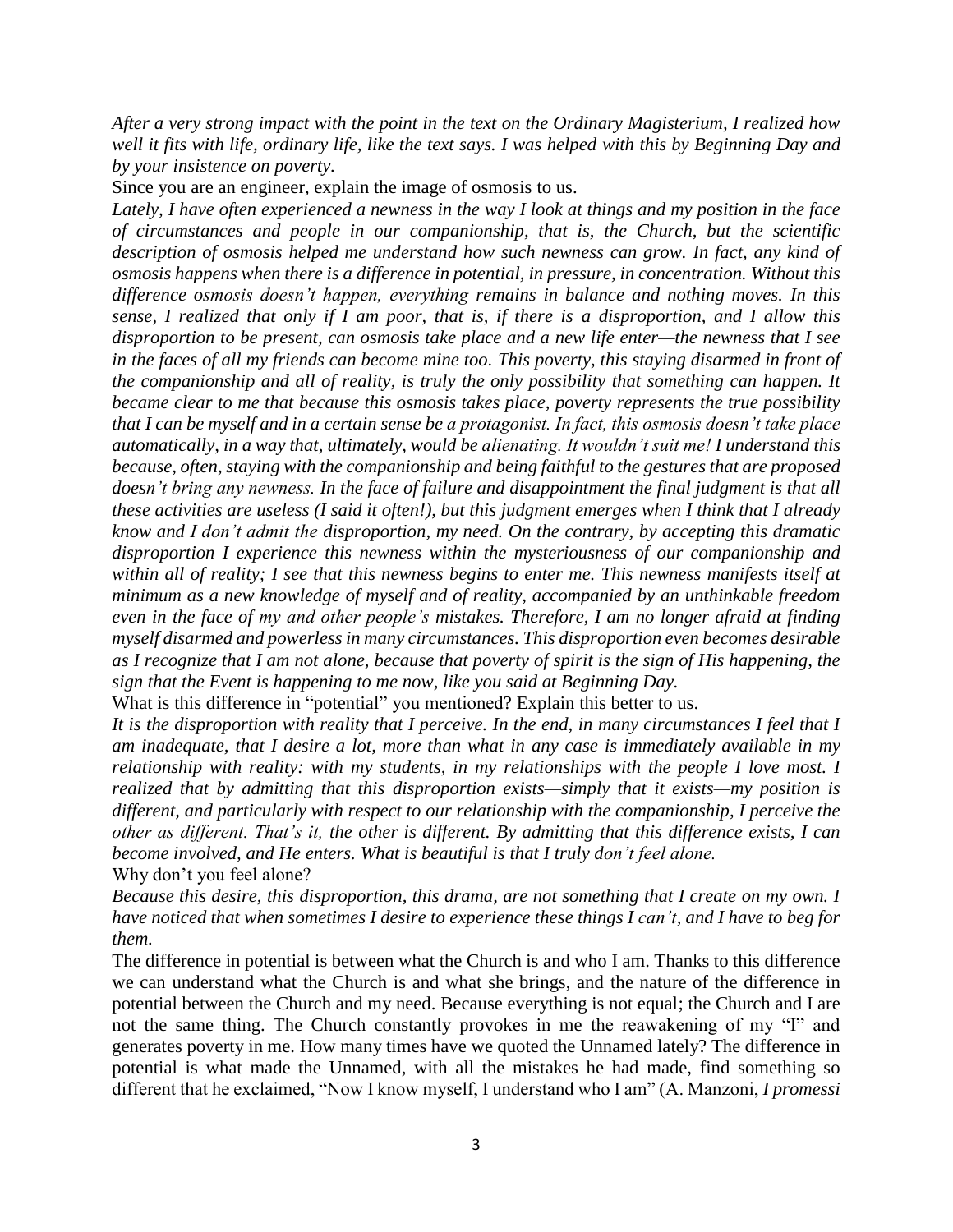*After a very strong impact with the point in the text on the Ordinary Magisterium, I realized how well it fits with life, ordinary life, like the text says. I was helped with this by Beginning Day and by your insistence on poverty.*

Since you are an engineer, explain the image of osmosis to us.

*Lately, I have often experienced a newness in the way I look at things and my position in the face of circumstances and people in our companionship, that is, the Church, but the scientific description of osmosis helped me understand how such newness can grow. In fact, any kind of osmosis happens when there is a difference in potential, in pressure, in concentration. Without this difference osmosis doesn't happen, everything remains in balance and nothing moves. In this sense, I realized that only if I am poor, that is, if there is a disproportion, and I allow this disproportion to be present, can osmosis take place and a new life enter—the newness that I see in the faces of all my friends can become mine too. This poverty, this staying disarmed in front of the companionship and all of reality, is truly the only possibility that something can happen. It became clear to me that because this osmosis takes place, poverty represents the true possibility that I can be myself and in a certain sense be a protagonist. In fact, this osmosis doesn't take place automatically, in a way that, ultimately, would be alienating. It wouldn't suit me! I understand this because, often, staying with the companionship and being faithful to the gestures that are proposed doesn't bring any newness. In the face of failure and disappointment the final judgment is that all these activities are useless (I said it often!), but this judgment emerges when I think that I already know and I don't admit the disproportion, my need. On the contrary, by accepting this dramatic disproportion I experience this newness within the mysteriousness of our companionship and within all of reality; I see that this newness begins to enter me. This newness manifests itself at minimum as a new knowledge of myself and of reality, accompanied by an unthinkable freedom even in the face of my and other people's mistakes. Therefore, I am no longer afraid at finding myself disarmed and powerless in many circumstances. This disproportion even becomes desirable as I recognize that I am not alone, because that poverty of spirit is the sign of His happening, the sign that the Event is happening to me now, like you said at Beginning Day.*

What is this difference in "potential" you mentioned? Explain this better to us.

*It is the disproportion with reality that I perceive. In the end, in many circumstances I feel that I am inadequate, that I desire a lot, more than what in any case is immediately available in my relationship with reality: with my students, in my relationships with the people I love most. I realized that by admitting that this disproportion exists—simply that it exists—my position is different, and particularly with respect to our relationship with the companionship, I perceive the other as different. That's it, the other is different. By admitting that this difference exists, I can become involved, and He enters. What is beautiful is that I truly don't feel alone.*

Why don't you feel alone?

*Because this desire, this disproportion, this drama, are not something that I create on my own. I have noticed that when sometimes I desire to experience these things I can't, and I have to beg for them.*

The difference in potential is between what the Church is and who I am. Thanks to this difference we can understand what the Church is and what she brings, and the nature of the difference in potential between the Church and my need. Because everything is not equal; the Church and I are not the same thing. The Church constantly provokes in me the reawakening of my "I" and generates poverty in me. How many times have we quoted the Unnamed lately? The difference in potential is what made the Unnamed, with all the mistakes he had made, find something so different that he exclaimed, "Now I know myself, I understand who I am" (A. Manzoni, *I promessi*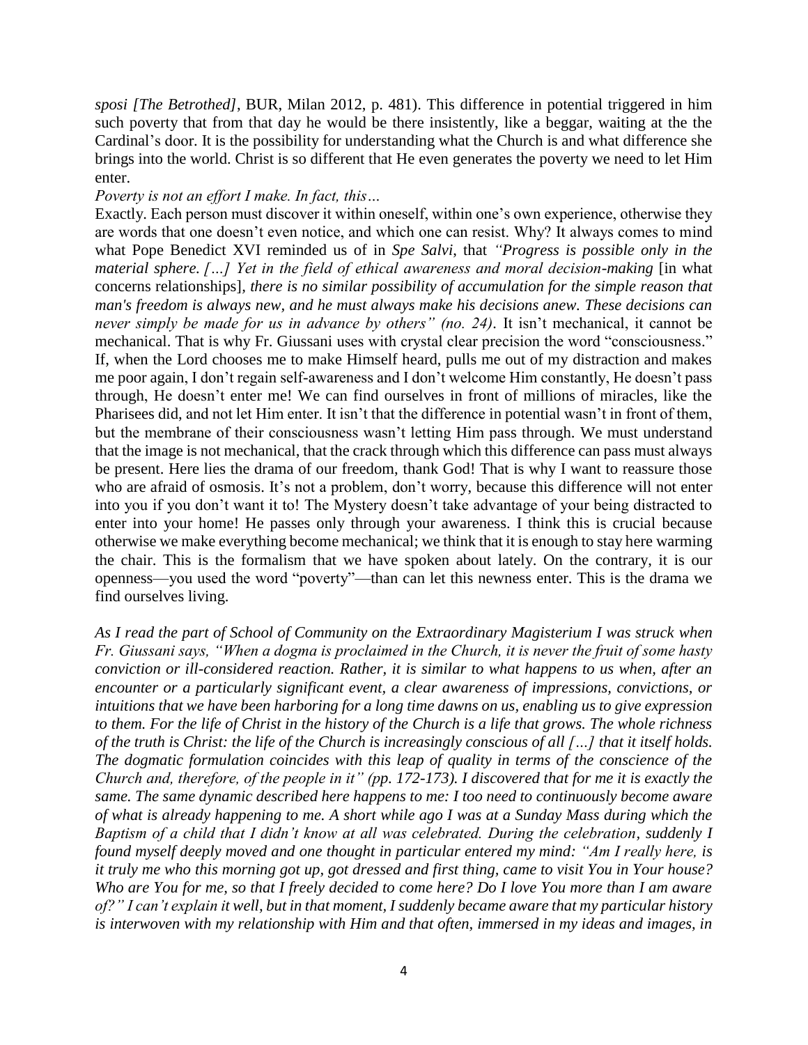*sposi [The Betrothed]*, BUR, Milan 2012, p. 481). This difference in potential triggered in him such poverty that from that day he would be there insistently, like a beggar, waiting at the the Cardinal's door. It is the possibility for understanding what the Church is and what difference she brings into the world. Christ is so different that He even generates the poverty we need to let Him enter.

*Poverty is not an effort I make. In fact, this…*

Exactly. Each person must discover it within oneself, within one's own experience, otherwise they are words that one doesn't even notice, and which one can resist. Why? It always comes to mind what Pope Benedict XVI reminded us of in *Spe Salvi*, that *"Progress is possible only in the material sphere. […] Yet in the field of ethical awareness and moral decision-making* [in what concerns relationships], *there is no similar possibility of accumulation for the simple reason that man's freedom is always new, and he must always make his decisions anew. These decisions can never simply be made for us in advance by others" (no. 24)*. It isn't mechanical, it cannot be mechanical. That is why Fr. Giussani uses with crystal clear precision the word "consciousness." If, when the Lord chooses me to make Himself heard, pulls me out of my distraction and makes me poor again, I don't regain self-awareness and I don't welcome Him constantly, He doesn't pass through, He doesn't enter me! We can find ourselves in front of millions of miracles, like the Pharisees did, and not let Him enter. It isn't that the difference in potential wasn't in front of them, but the membrane of their consciousness wasn't letting Him pass through. We must understand that the image is not mechanical, that the crack through which this difference can pass must always be present. Here lies the drama of our freedom, thank God! That is why I want to reassure those who are afraid of osmosis. It's not a problem, don't worry, because this difference will not enter into you if you don't want it to! The Mystery doesn't take advantage of your being distracted to enter into your home! He passes only through your awareness. I think this is crucial because otherwise we make everything become mechanical; we think that it is enough to stay here warming the chair. This is the formalism that we have spoken about lately. On the contrary, it is our openness—you used the word "poverty"—than can let this newness enter. This is the drama we find ourselves living.

*As I read the part of School of Community on the Extraordinary Magisterium I was struck when Fr. Giussani says, "When a dogma is proclaimed in the Church, it is never the fruit of some hasty conviction or ill-considered reaction. Rather, it is similar to what happens to us when, after an encounter or a particularly significant event, a clear awareness of impressions, convictions, or intuitions that we have been harboring for a long time dawns on us, enabling us to give expression to them. For the life of Christ in the history of the Church is a life that grows. The whole richness of the truth is Christ: the life of the Church is increasingly conscious of all […] that it itself holds. The dogmatic formulation coincides with this leap of quality in terms of the conscience of the Church and, therefore, of the people in it" (pp. 172-173). I discovered that for me it is exactly the same. The same dynamic described here happens to me: I too need to continuously become aware of what is already happening to me. A short while ago I was at a Sunday Mass during which the Baptism of a child that I didn't know at all was celebrated. During the celebration, suddenly I found myself deeply moved and one thought in particular entered my mind: "Am I really here, is it truly me who this morning got up, got dressed and first thing, came to visit You in Your house? Who are You for me, so that I freely decided to come here? Do I love You more than I am aware of?" I can't explain it well, but in that moment, I suddenly became aware that my particular history is interwoven with my relationship with Him and that often, immersed in my ideas and images, in*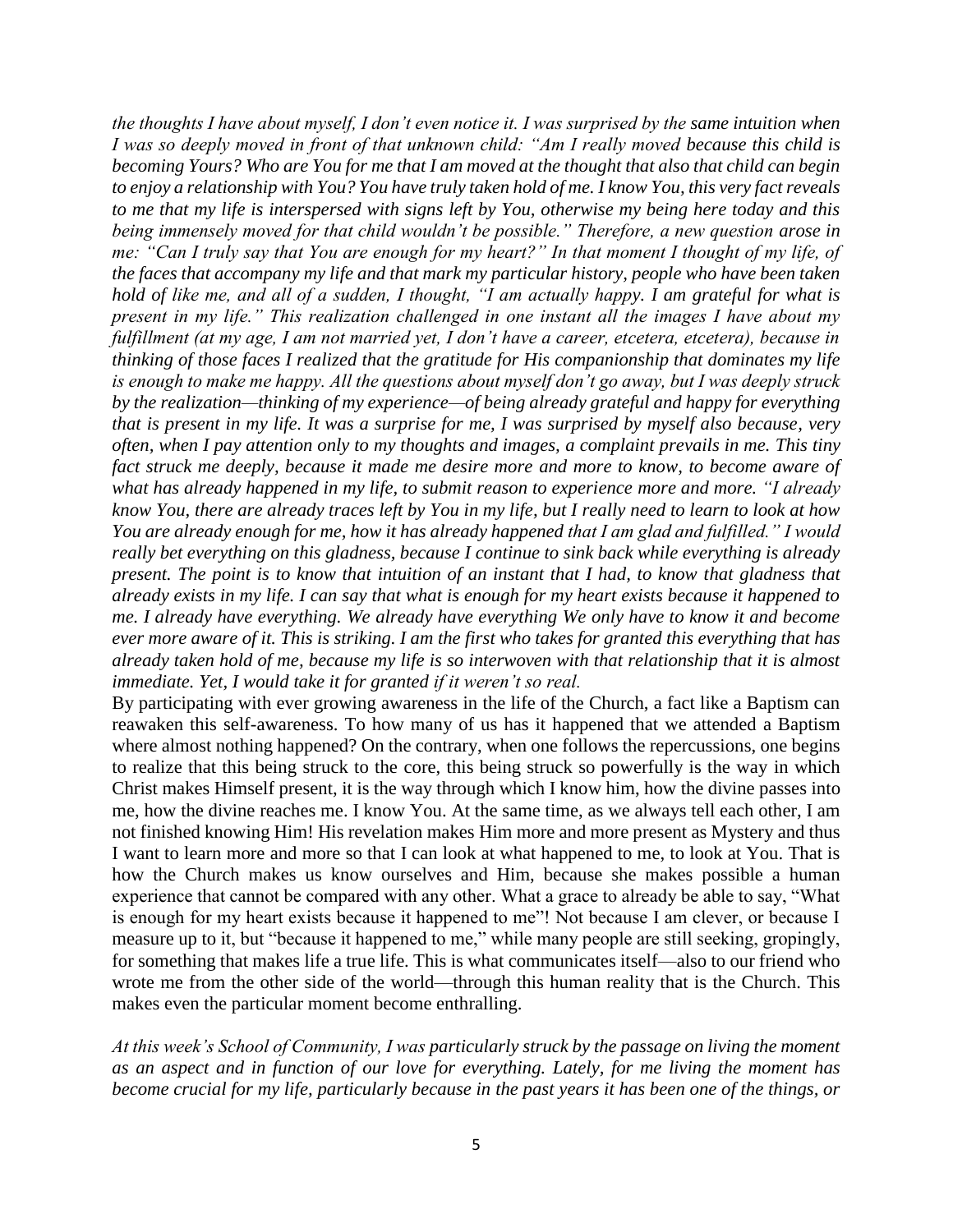*the thoughts I have about myself, I don't even notice it. I was surprised by the same intuition when I was so deeply moved in front of that unknown child: "Am I really moved because this child is becoming Yours? Who are You for me that I am moved at the thought that also that child can begin to enjoy a relationship with You? You have truly taken hold of me. I know You, this very fact reveals to me that my life is interspersed with signs left by You, otherwise my being here today and this being immensely moved for that child wouldn't be possible." Therefore, a new question arose in me: "Can I truly say that You are enough for my heart?" In that moment I thought of my life, of the faces that accompany my life and that mark my particular history, people who have been taken hold of like me, and all of a sudden, I thought, "I am actually happy. I am grateful for what is present in my life." This realization challenged in one instant all the images I have about my fulfillment (at my age, I am not married yet, I don't have a career, etcetera, etcetera), because in thinking of those faces I realized that the gratitude for His companionship that dominates my life is enough to make me happy. All the questions about myself don't go away, but I was deeply struck by the realization—thinking of my experience—of being already grateful and happy for everything that is present in my life. It was a surprise for me, I was surprised by myself also because, very often, when I pay attention only to my thoughts and images, a complaint prevails in me. This tiny fact struck me deeply, because it made me desire more and more to know, to become aware of what has already happened in my life, to submit reason to experience more and more. "I already know You, there are already traces left by You in my life, but I really need to learn to look at how You are already enough for me, how it has already happened that I am glad and fulfilled." I would really bet everything on this gladness, because I continue to sink back while everything is already present. The point is to know that intuition of an instant that I had, to know that gladness that already exists in my life. I can say that what is enough for my heart exists because it happened to me. I already have everything. We already have everything We only have to know it and become ever more aware of it. This is striking. I am the first who takes for granted this everything that has already taken hold of me, because my life is so interwoven with that relationship that it is almost immediate. Yet, I would take it for granted if it weren't so real.*

By participating with ever growing awareness in the life of the Church, a fact like a Baptism can reawaken this self-awareness. To how many of us has it happened that we attended a Baptism where almost nothing happened? On the contrary, when one follows the repercussions, one begins to realize that this being struck to the core, this being struck so powerfully is the way in which Christ makes Himself present, it is the way through which I know him, how the divine passes into me, how the divine reaches me. I know You. At the same time, as we always tell each other, I am not finished knowing Him! His revelation makes Him more and more present as Mystery and thus I want to learn more and more so that I can look at what happened to me, to look at You. That is how the Church makes us know ourselves and Him, because she makes possible a human experience that cannot be compared with any other. What a grace to already be able to say, "What is enough for my heart exists because it happened to me"! Not because I am clever, or because I measure up to it, but "because it happened to me," while many people are still seeking, gropingly, for something that makes life a true life. This is what communicates itself—also to our friend who wrote me from the other side of the world—through this human reality that is the Church. This makes even the particular moment become enthralling.

*At this week's School of Community, I was particularly struck by the passage on living the moment as an aspect and in function of our love for everything. Lately, for me living the moment has become crucial for my life, particularly because in the past years it has been one of the things, or*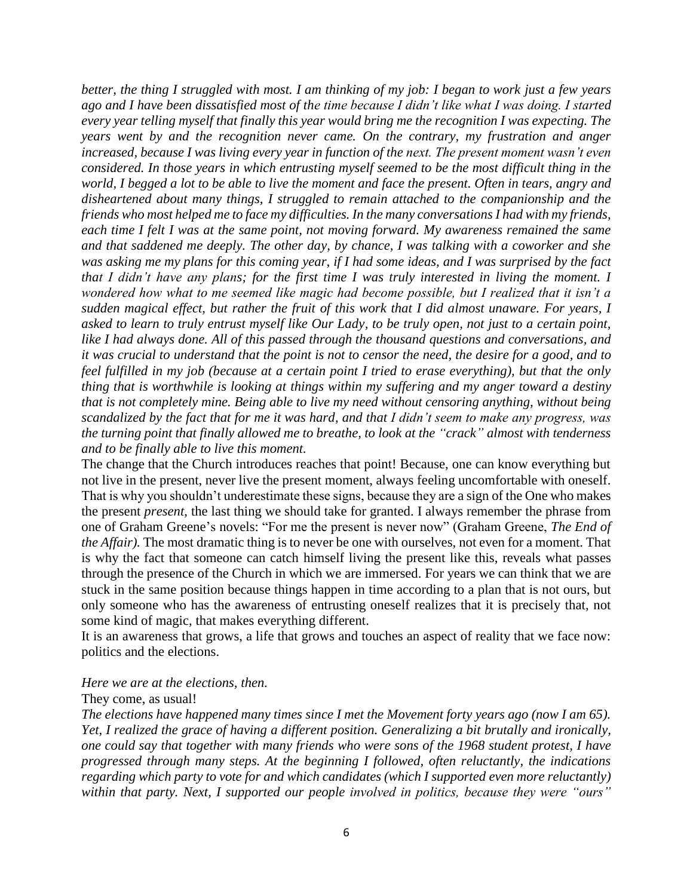*better, the thing I struggled with most. I am thinking of my job: I began to work just a few years ago and I have been dissatisfied most of the time because I didn't like what I was doing. I started every year telling myself that finally this year would bring me the recognition I was expecting. The years went by and the recognition never came. On the contrary, my frustration and anger increased, because I was living every year in function of the next. The present moment wasn't even considered. In those years in which entrusting myself seemed to be the most difficult thing in the world, I begged a lot to be able to live the moment and face the present. Often in tears, angry and disheartened about many things, I struggled to remain attached to the companionship and the friends who most helped me to face my difficulties. In the many conversations I had with my friends, each time I felt I was at the same point, not moving forward. My awareness remained the same and that saddened me deeply. The other day, by chance, I was talking with a coworker and she was asking me my plans for this coming year, if I had some ideas, and I was surprised by the fact that I didn't have any plans; for the first time I was truly interested in living the moment. I wondered how what to me seemed like magic had become possible, but I realized that it isn't a sudden magical effect, but rather the fruit of this work that I did almost unaware. For years, I asked to learn to truly entrust myself like Our Lady, to be truly open, not just to a certain point, like I had always done. All of this passed through the thousand questions and conversations, and it was crucial to understand that the point is not to censor the need, the desire for a good, and to feel fulfilled in my job (because at a certain point I tried to erase everything), but that the only thing that is worthwhile is looking at things within my suffering and my anger toward a destiny that is not completely mine. Being able to live my need without censoring anything, without being scandalized by the fact that for me it was hard, and that I didn't seem to make any progress, was the turning point that finally allowed me to breathe, to look at the "crack" almost with tenderness and to be finally able to live this moment.*

The change that the Church introduces reaches that point! Because, one can know everything but not live in the present, never live the present moment, always feeling uncomfortable with oneself. That is why you shouldn't underestimate these signs, because they are a sign of the One who makes the present *present*, the last thing we should take for granted. I always remember the phrase from one of Graham Greene's novels: "For me the present is never now" (Graham Greene, *The End of the Affair).* The most dramatic thing is to never be one with ourselves, not even for a moment. That is why the fact that someone can catch himself living the present like this, reveals what passes through the presence of the Church in which we are immersed. For years we can think that we are stuck in the same position because things happen in time according to a plan that is not ours, but only someone who has the awareness of entrusting oneself realizes that it is precisely that, not some kind of magic, that makes everything different.

It is an awareness that grows, a life that grows and touches an aspect of reality that we face now: politics and the elections.

*Here we are at the elections, then.*

They come, as usual!

*The elections have happened many times since I met the Movement forty years ago (now I am 65). Yet, I realized the grace of having a different position. Generalizing a bit brutally and ironically, one could say that together with many friends who were sons of the 1968 student protest, I have progressed through many steps. At the beginning I followed, often reluctantly, the indications regarding which party to vote for and which candidates (which I supported even more reluctantly) within that party. Next, I supported our people involved in politics, because they were "ours"*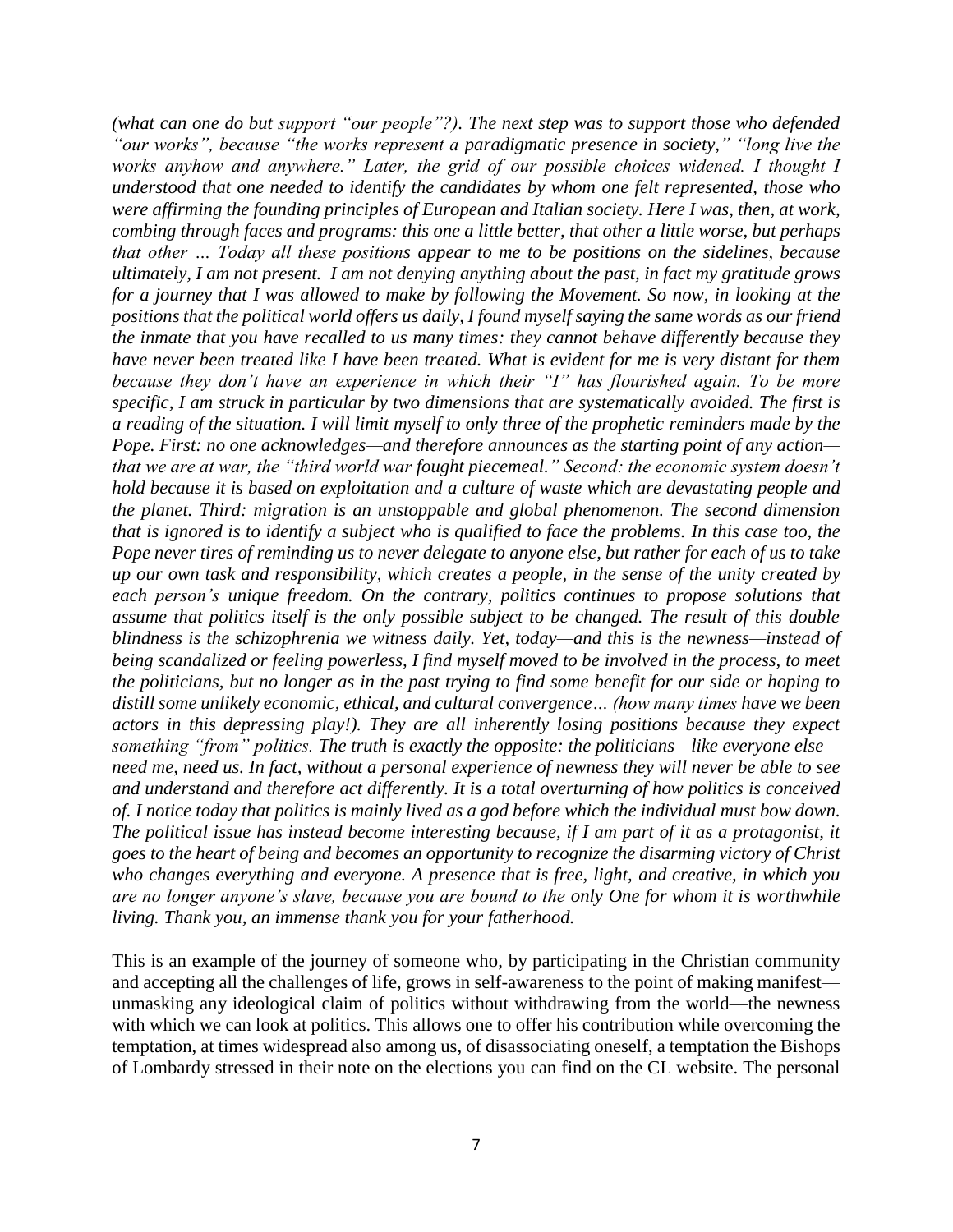*(what can one do but support "our people"?). The next step was to support those who defended "our works", because "the works represent a paradigmatic presence in society," "long live the works anyhow and anywhere." Later, the grid of our possible choices widened. I thought I understood that one needed to identify the candidates by whom one felt represented, those who were affirming the founding principles of European and Italian society. Here I was, then, at work, combing through faces and programs: this one a little better, that other a little worse, but perhaps that other ... Today all these positions appear to me to be positions on the sidelines, because ultimately, I am not present. I am not denying anything about the past, in fact my gratitude grows for a journey that I was allowed to make by following the Movement. So now, in looking at the positions that the political world offers us daily, I found myself saying the same words as our friend the inmate that you have recalled to us many times: they cannot behave differently because they have never been treated like I have been treated. What is evident for me is very distant for them because they don't have an experience in which their "I" has flourished again. To be more specific, I am struck in particular by two dimensions that are systematically avoided. The first is a reading of the situation. I will limit myself to only three of the prophetic reminders made by the Pope. First: no one acknowledges—and therefore announces as the starting point of any action—that we are at war, the "third world war fought piecemeal." Second: the economic system doesn't hold because it is based on exploitation and a culture of waste which are devastating people and the planet. Third: migration is an unstoppable and global phenomenon. The second dimension that is ignored is to identify a subject who is qualified to face the problems. In this case too, the Pope never tires of reminding us to never delegate to anyone else, but rather for each of us to take up our own task and responsibility, which creates a people, in the sense of the unity created by each person's unique freedom. On the contrary, politics continues to propose solutions that assume that politics itself is the only possible subject to be changed. The result of this double blindness is the schizophrenia we witness daily. Yet, today—and this is the newness—instead of being scandalized or feeling powerless, I find myself moved to be involved in the process, to meet the politicians, but no longer as in the past trying to find some benefit for our side or hoping to distill some unlikely economic, ethical, and cultural convergence… (how many times have we been actors in this depressing play!). They are all inherently losing positions because they expect something "from" politics. The truth is exactly the opposite: the politicians—like everyone else—need me, need us. In fact, without a personal experience of newness they will never be able to see and understand and therefore act differently. It is a total overturning of how politics is conceived of. I notice today that politics is mainly lived as a god before which the individual must bow down. The political issue has instead become interesting because, if I am part of it as a protagonist, it goes to the heart of being and becomes an opportunity to recognize the disarming victory of Christ who changes everything and everyone. A presence that is free, light, and creative, in which you are no longer anyone's slave, because you are bound to the only One for whom it is worthwhile living. Thank you, an immense thank you for your fatherhood.*

This is an example of the journey of someone who, by participating in the Christian community and accepting all the challenges of life, grows in self-awareness to the point of making manifest—unmasking any ideological claim of politics without withdrawing from the world—the newness with which we can look at politics. This allows one to offer his contribution while overcoming the temptation, at times widespread also among us, of disassociating oneself, a temptation the Bishops of Lombardy stressed in their note on the elections you can find on the CL website. The personal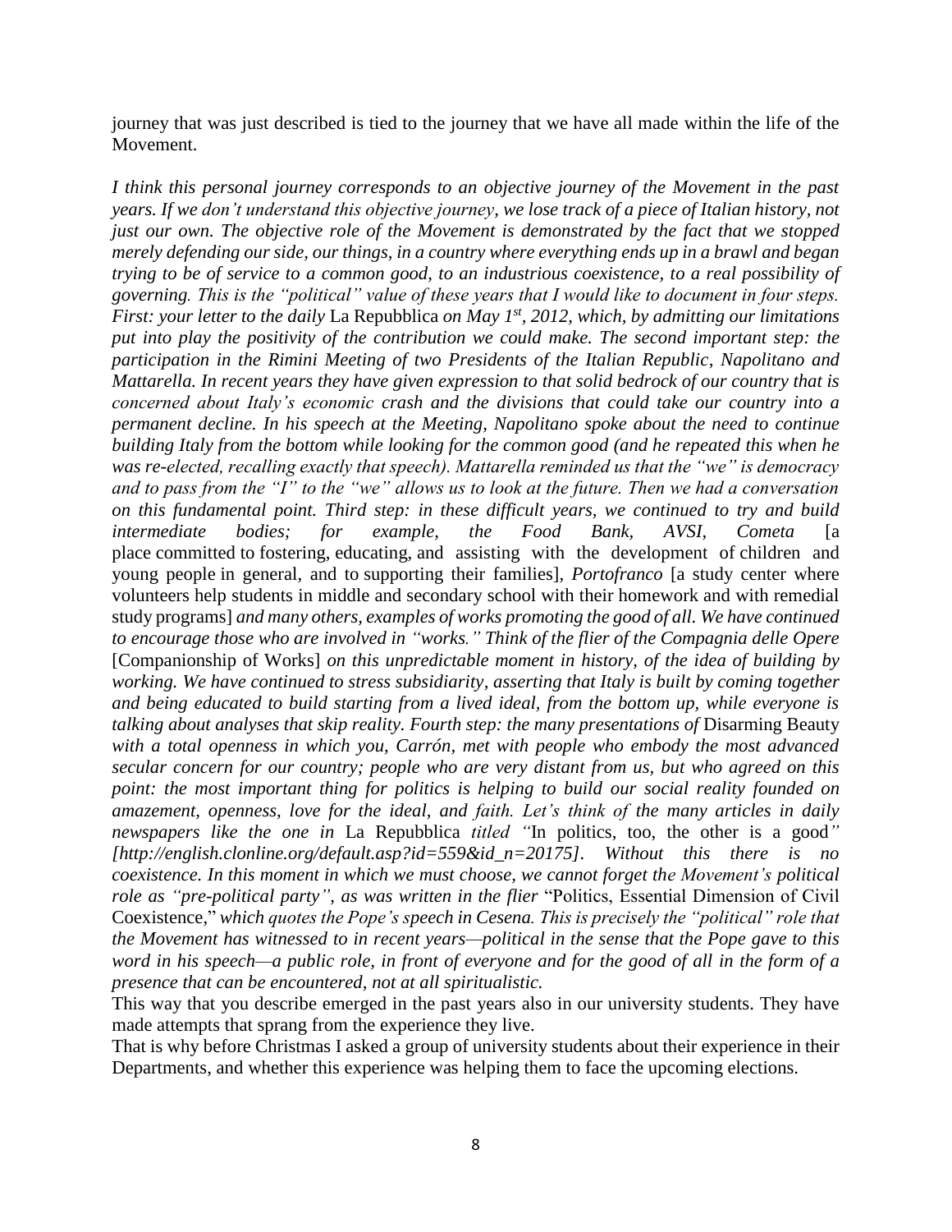journey that was just described is tied to the journey that we have all made within the life of the Movement.

*I think this personal journey corresponds to an objective journey of the Movement in the past years. If we don't understand this objective journey, we lose track of a piece of Italian history, not just our own. The objective role of the Movement is demonstrated by the fact that we stopped merely defending our side, our things, in a country where everything ends up in a brawl and began trying to be of service to a common good, to an industrious coexistence, to a real possibility of governing. This is the "political" value of these years that I would like to document in four steps. First: your letter to the daily* La Repubblica *on May 1st, 2012, which, by admitting our limitations put into play the positivity of the contribution we could make. The second important step: the participation in the Rimini Meeting of two Presidents of the Italian Republic, Napolitano and Mattarella. In recent years they have given expression to that solid bedrock of our country that is concerned about Italy's economic crash and the divisions that could take our country into a permanent decline. In his speech at the Meeting, Napolitano spoke about the need to continue building Italy from the bottom while looking for the common good (and he repeated this when he was re-elected, recalling exactly that speech). Mattarella reminded us that the "we" is democracy and to pass from the "I" to the "we" allows us to look at the future. Then we had a conversation on this fundamental point. Third step: in these difficult years, we continued to try and build intermediate bodies; for example, the Food Bank, AVSI, Cometa* [a place committed to fostering, educating, and assisting with the development of children and young people in general, and to supporting their families], *Portofranco* [a study center where volunteers help students in middle and secondary school with their homework and with remedial study programs] *and many others, examples of works promoting the good of all. We have continued to encourage those who are involved in "works." Think of the flier of the Compagnia delle Opere* [Companionship of Works] *on this unpredictable moment in history, of the idea of building by working. We have continued to stress subsidiarity, asserting that Italy is built by coming together and being educated to build starting from a lived ideal, from the bottom up, while everyone is talking about analyses that skip reality. Fourth step: the many presentations of* Disarming Beauty *with a total openness in which you, Carrón, met with people who embody the most advanced secular concern for our country; people who are very distant from us, but who agreed on this point: the most important thing for politics is helping to build our social reality founded on amazement, openness, love for the ideal, and faith. Let's think of the many articles in daily newspapers like the one in* La Repubblica *titled "*In politics, too, the other is a good*" [http://english.clonline.org/default.asp?id=559&id_n=20175]. Without this there is no coexistence. In this moment in which we must choose, we cannot forget the Movement's political role as "pre-political party", as was written in the flier* "Politics, Essential Dimension of Civil Coexistence," *which quotes the Pope's speech in Cesena. This is precisely the "political" role that the Movement has witnessed to in recent years—political in the sense that the Pope gave to this word in his speech—a public role, in front of everyone and for the good of all in the form of a presence that can be encountered, not at all spiritualistic.*

This way that you describe emerged in the past years also in our university students. They have made attempts that sprang from the experience they live.

That is why before Christmas I asked a group of university students about their experience in their Departments, and whether this experience was helping them to face the upcoming elections.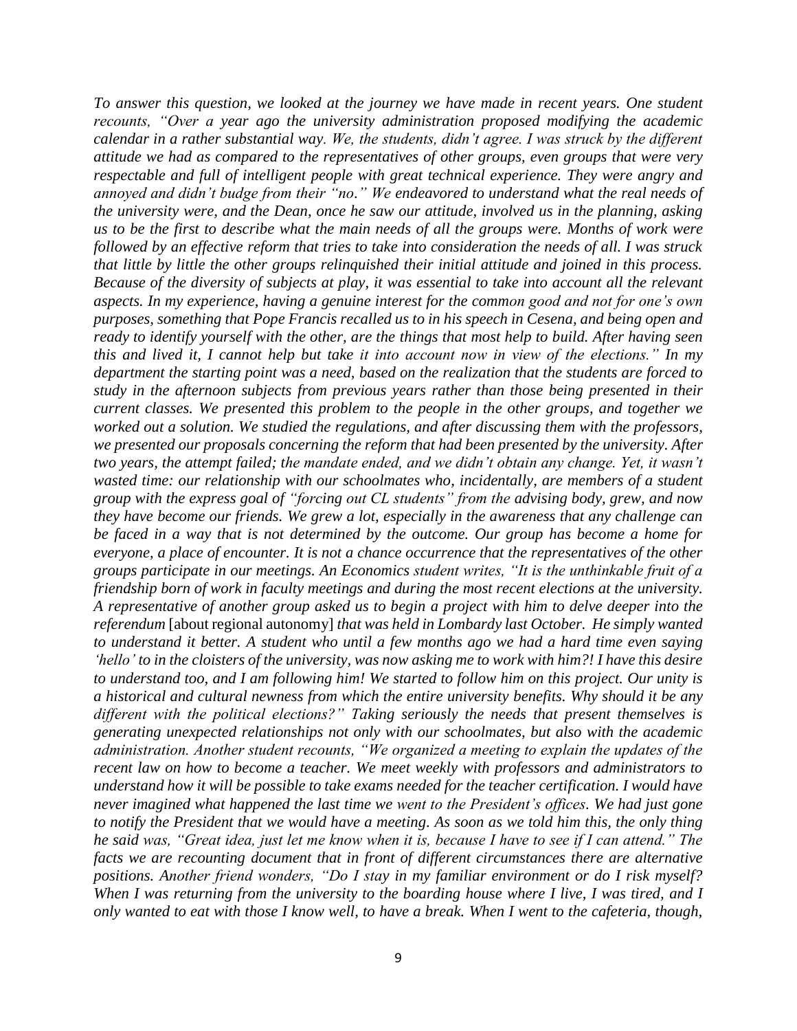*To answer this question, we looked at the journey we have made in recent years. One student recounts, "Over a year ago the university administration proposed modifying the academic calendar in a rather substantial way. We, the students, didn't agree. I was struck by the different attitude we had as compared to the representatives of other groups, even groups that were very respectable and full of intelligent people with great technical experience. They were angry and annoyed and didn't budge from their "no." We endeavored to understand what the real needs of the university were, and the Dean, once he saw our attitude, involved us in the planning, asking us to be the first to describe what the main needs of all the groups were. Months of work were followed by an effective reform that tries to take into consideration the needs of all. I was struck that little by little the other groups relinquished their initial attitude and joined in this process. Because of the diversity of subjects at play, it was essential to take into account all the relevant aspects. In my experience, having a genuine interest for the common good and not for one's own purposes, something that Pope Francis recalled us to in his speech in Cesena, and being open and ready to identify yourself with the other, are the things that most help to build. After having seen this and lived it, I cannot help but take it into account now in view of the elections." In my department the starting point was a need, based on the realization that the students are forced to study in the afternoon subjects from previous years rather than those being presented in their current classes. We presented this problem to the people in the other groups, and together we worked out a solution. We studied the regulations, and after discussing them with the professors, we presented our proposals concerning the reform that had been presented by the university. After two years, the attempt failed; the mandate ended, and we didn't obtain any change. Yet, it wasn't wasted time: our relationship with our schoolmates who, incidentally, are members of a student group with the express goal of "forcing out CL students" from the advising body, grew, and now they have become our friends. We grew a lot, especially in the awareness that any challenge can be faced in a way that is not determined by the outcome. Our group has become a home for everyone, a place of encounter. It is not a chance occurrence that the representatives of the other groups participate in our meetings. An Economics student writes, "It is the unthinkable fruit of a friendship born of work in faculty meetings and during the most recent elections at the university. A representative of another group asked us to begin a project with him to delve deeper into the referendum* [about regional autonomy] *that was held in Lombardy last October. He simply wanted to understand it better. A student who until a few months ago we had a hard time even saying 'hello' to in the cloisters of the university, was now asking me to work with him?! I have this desire to understand too, and I am following him! We started to follow him on this project. Our unity is a historical and cultural newness from which the entire university benefits. Why should it be any different with the political elections?" Taking seriously the needs that present themselves is generating unexpected relationships not only with our schoolmates, but also with the academic administration. Another student recounts, "We organized a meeting to explain the updates of the recent law on how to become a teacher. We meet weekly with professors and administrators to understand how it will be possible to take exams needed for the teacher certification. I would have never imagined what happened the last time we went to the President's offices. We had just gone to notify the President that we would have a meeting. As soon as we told him this, the only thing he said was, "Great idea, just let me know when it is, because I have to see if I can attend." The facts we are recounting document that in front of different circumstances there are alternative positions. Another friend wonders, "Do I stay in my familiar environment or do I risk myself? When I was returning from the university to the boarding house where I live, I was tired, and I only wanted to eat with those I know well, to have a break. When I went to the cafeteria, though,*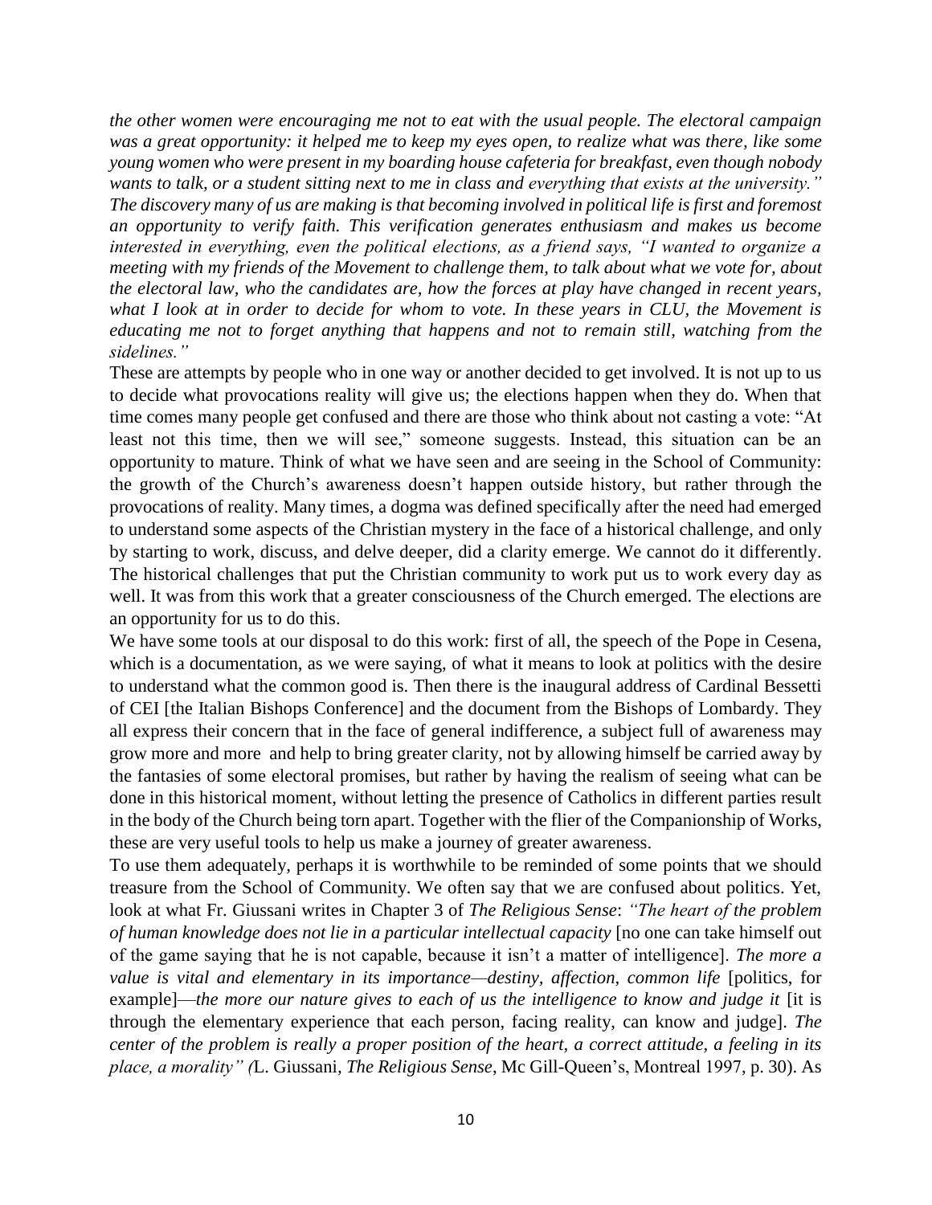*the other women were encouraging me not to eat with the usual people. The electoral campaign was a great opportunity: it helped me to keep my eyes open, to realize what was there, like some young women who were present in my boarding house cafeteria for breakfast, even though nobody wants to talk, or a student sitting next to me in class and everything that exists at the university." The discovery many of us are making is that becoming involved in political life is first and foremost an opportunity to verify faith. This verification generates enthusiasm and makes us become interested in everything, even the political elections, as a friend says, "I wanted to organize a meeting with my friends of the Movement to challenge them, to talk about what we vote for, about the electoral law, who the candidates are, how the forces at play have changed in recent years, what I look at in order to decide for whom to vote. In these years in CLU, the Movement is educating me not to forget anything that happens and not to remain still, watching from the sidelines."*

These are attempts by people who in one way or another decided to get involved. It is not up to us to decide what provocations reality will give us; the elections happen when they do. When that time comes many people get confused and there are those who think about not casting a vote: "At least not this time, then we will see," someone suggests. Instead, this situation can be an opportunity to mature. Think of what we have seen and are seeing in the School of Community: the growth of the Church's awareness doesn't happen outside history, but rather through the provocations of reality. Many times, a dogma was defined specifically after the need had emerged to understand some aspects of the Christian mystery in the face of a historical challenge, and only by starting to work, discuss, and delve deeper, did a clarity emerge. We cannot do it differently. The historical challenges that put the Christian community to work put us to work every day as well. It was from this work that a greater consciousness of the Church emerged. The elections are an opportunity for us to do this.

We have some tools at our disposal to do this work: first of all, the speech of the Pope in Cesena, which is a documentation, as we were saying, of what it means to look at politics with the desire to understand what the common good is. Then there is the inaugural address of Cardinal Bessetti of CEI [the Italian Bishops Conference] and the document from the Bishops of Lombardy. They all express their concern that in the face of general indifference, a subject full of awareness may grow more and more and help to bring greater clarity, not by allowing himself be carried away by the fantasies of some electoral promises, but rather by having the realism of seeing what can be done in this historical moment, without letting the presence of Catholics in different parties result in the body of the Church being torn apart. Together with the flier of the Companionship of Works, these are very useful tools to help us make a journey of greater awareness.

To use them adequately, perhaps it is worthwhile to be reminded of some points that we should treasure from the School of Community. We often say that we are confused about politics. Yet, look at what Fr. Giussani writes in Chapter 3 of *The Religious Sense*: *"The heart of the problem of human knowledge does not lie in a particular intellectual capacity* [no one can take himself out of the game saying that he is not capable, because it isn't a matter of intelligence]. *The more a value is vital and elementary in its importance—destiny, affection, common life* [politics, for example]—*the more our nature gives to each of us the intelligence to know and judge it* [it is through the elementary experience that each person, facing reality, can know and judge]. *The center of the problem is really a proper position of the heart, a correct attitude, a feeling in its place, a morality" (*L. Giussani, *The Religious Sense*, Mc Gill-Queen's, Montreal 1997, p. 30). As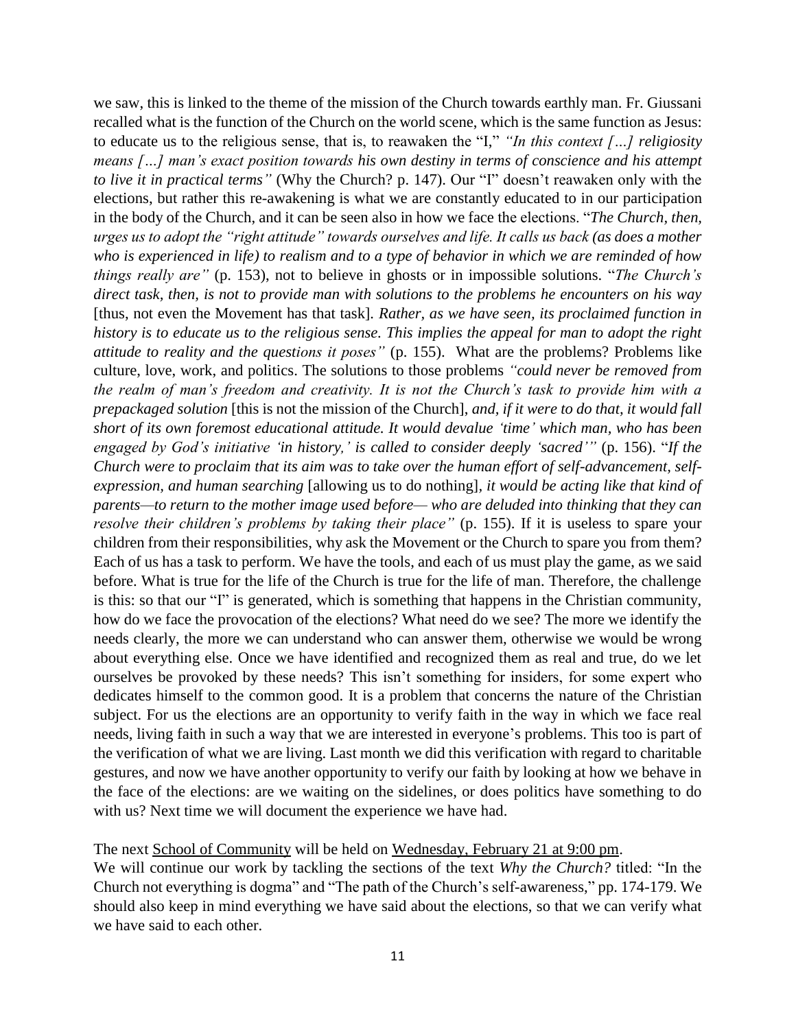we saw, this is linked to the theme of the mission of the Church towards earthly man. Fr. Giussani recalled what is the function of the Church on the world scene, which is the same function as Jesus: to educate us to the religious sense, that is, to reawaken the "I," *"In this context […] religiosity means […] man's exact position towards his own destiny in terms of conscience and his attempt to live it in practical terms"* (Why the Church? p. 147). Our "I" doesn't reawaken only with the elections, but rather this re-awakening is what we are constantly educated to in our participation in the body of the Church, and it can be seen also in how we face the elections. "*The Church, then, urges us to adopt the "right attitude" towards ourselves and life. It calls us back (as does a mother who is experienced in life) to realism and to a type of behavior in which we are reminded of how things really are"* (p. 153), not to believe in ghosts or in impossible solutions. "*The Church's direct task, then, is not to provide man with solutions to the problems he encounters on his way* [thus, not even the Movement has that task]. *Rather, as we have seen, its proclaimed function in history is to educate us to the religious sense. This implies the appeal for man to adopt the right attitude to reality and the questions it poses"* (p. 155). What are the problems? Problems like culture, love, work, and politics. The solutions to those problems *"could never be removed from the realm of man's freedom and creativity. It is not the Church's task to provide him with a prepackaged solution* [this is not the mission of the Church], *and, if it were to do that, it would fall short of its own foremost educational attitude. It would devalue 'time' which man, who has been engaged by God's initiative 'in history,' is called to consider deeply 'sacred'"* (p. 156). "*If the Church were to proclaim that its aim was to take over the human effort of self-advancement, self-expression, and human searching* [allowing us to do nothing], *it would be acting like that kind of parents—to return to the mother image used before— who are deluded into thinking that they can resolve their children's problems by taking their place"* (p. 155). If it is useless to spare your children from their responsibilities, why ask the Movement or the Church to spare you from them? Each of us has a task to perform. We have the tools, and each of us must play the game, as we said before. What is true for the life of the Church is true for the life of man. Therefore, the challenge is this: so that our "I" is generated, which is something that happens in the Christian community, how do we face the provocation of the elections? What need do we see? The more we identify the needs clearly, the more we can understand who can answer them, otherwise we would be wrong about everything else. Once we have identified and recognized them as real and true, do we let ourselves be provoked by these needs? This isn't something for insiders, for some expert who dedicates himself to the common good. It is a problem that concerns the nature of the Christian subject. For us the elections are an opportunity to verify faith in the way in which we face real needs, living faith in such a way that we are interested in everyone's problems. This too is part of the verification of what we are living. Last month we did this verification with regard to charitable gestures, and now we have another opportunity to verify our faith by looking at how we behave in the face of the elections: are we waiting on the sidelines, or does politics have something to do with us? Next time we will document the experience we have had.

The next <u>School of Community</u> will be held on <u>Wednesday, February 21 at 9:00 pm</u>.

We will continue our work by tackling the sections of the text *Why the Church?* titled: "In the Church not everything is dogma" and "The path of the Church's self-awareness," pp. 174-179. We should also keep in mind everything we have said about the elections, so that we can verify what we have said to each other.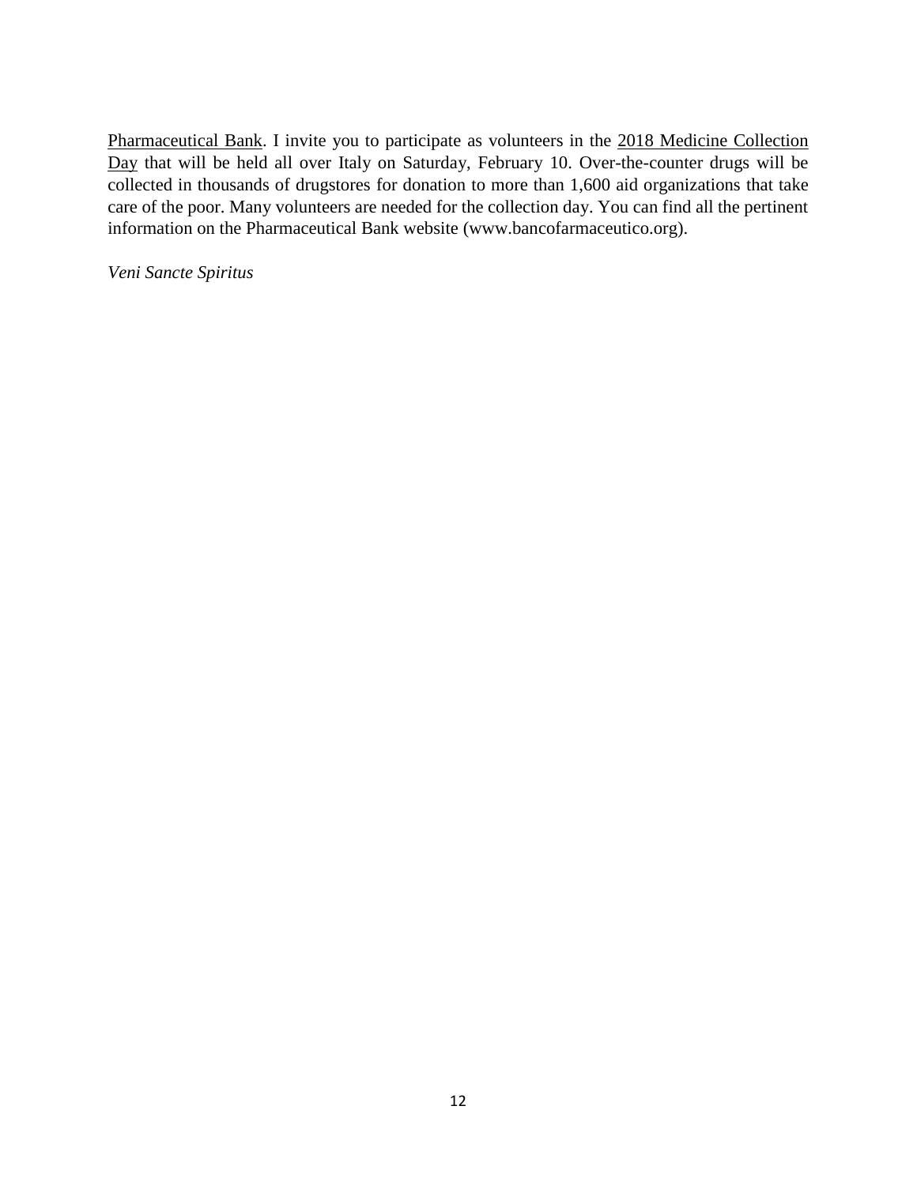<u>Pharmaceutical Bank</u>. I invite you to participate as volunteers in the <u>2018 Medicine Collection Day</u> that will be held all over Italy on Saturday, February 10. Over-the-counter drugs will be collected in thousands of drugstores for donation to more than 1,600 aid organizations that take care of the poor. Many volunteers are needed for the collection day. You can find all the pertinent information on the Pharmaceutical Bank website (www.bancofarmaceutico.org).

*Veni Sancte Spiritus*